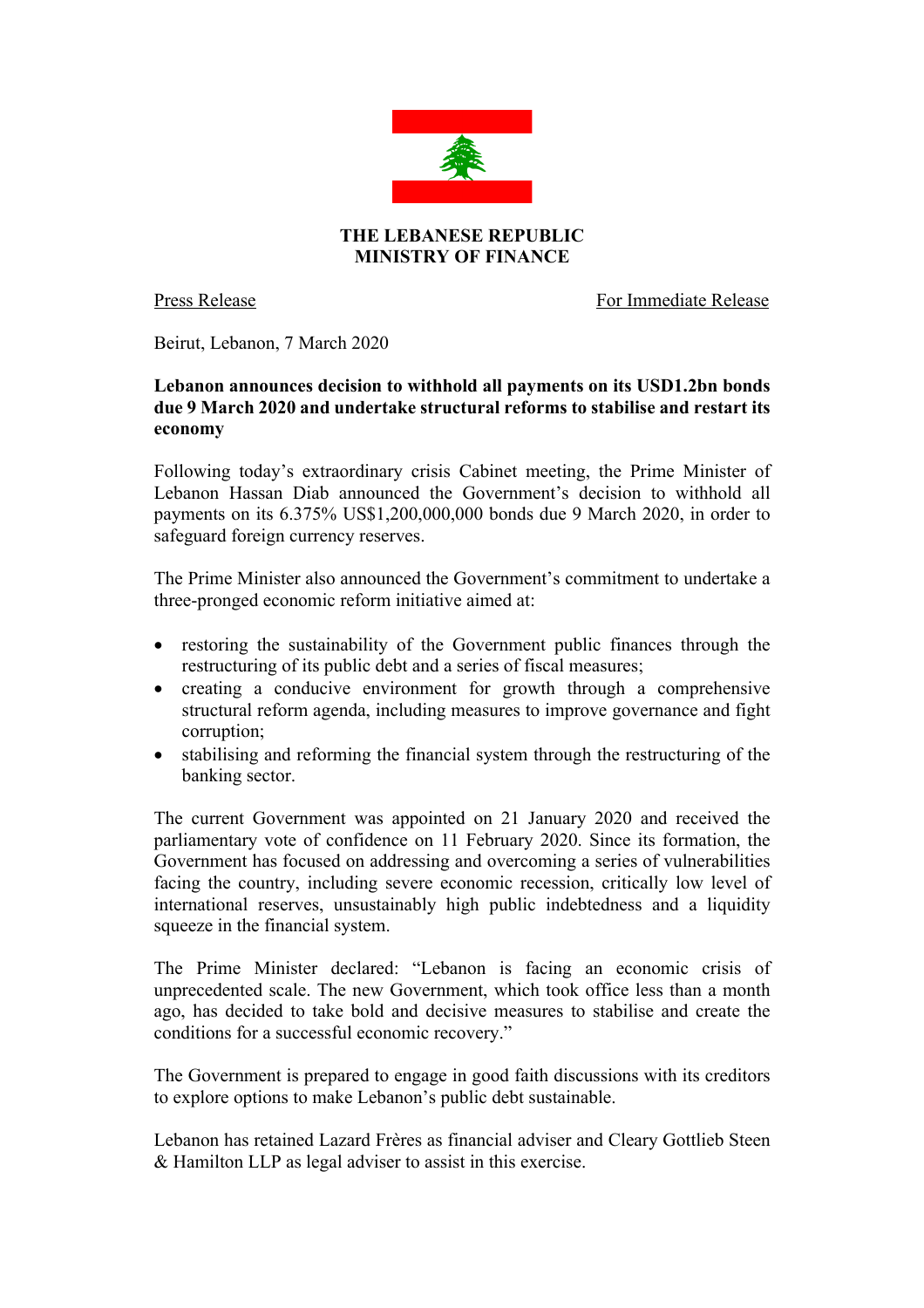**THE LEBANESE REPUBLIC**
**MINISTRY OF FINANCE**

Press Release

For Immediate Release

Beirut, Lebanon, 7 March 2020

**Lebanon announces decision to withhold all payments on its USD1.2bn bonds due 9 March 2020 and undertake structural reforms to stabilise and restart its economy**

Following today's extraordinary crisis Cabinet meeting, the Prime Minister of Lebanon Hassan Diab announced the Government's decision to withhold all payments on its 6.375% US$1,200,000,000 bonds due 9 March 2020, in order to safeguard foreign currency reserves.

The Prime Minister also announced the Government's commitment to undertake a three-pronged economic reform initiative aimed at:

- restoring the sustainability of the Government public finances through the restructuring of its public debt and a series of fiscal measures;
- creating a conducive environment for growth through a comprehensive structural reform agenda, including measures to improve governance and fight corruption;
- stabilising and reforming the financial system through the restructuring of the banking sector.

The current Government was appointed on 21 January 2020 and received the parliamentary vote of confidence on 11 February 2020. Since its formation, the Government has focused on addressing and overcoming a series of vulnerabilities facing the country, including severe economic recession, critically low level of international reserves, unsustainably high public indebtedness and a liquidity squeeze in the financial system.

The Prime Minister declared: "Lebanon is facing an economic crisis of unprecedented scale. The new Government, which took office less than a month ago, has decided to take bold and decisive measures to stabilise and create the conditions for a successful economic recovery."

The Government is prepared to engage in good faith discussions with its creditors to explore options to make Lebanon's public debt sustainable.

Lebanon has retained Lazard Frères as financial adviser and Cleary Gottlieb Steen & Hamilton LLP as legal adviser to assist in this exercise.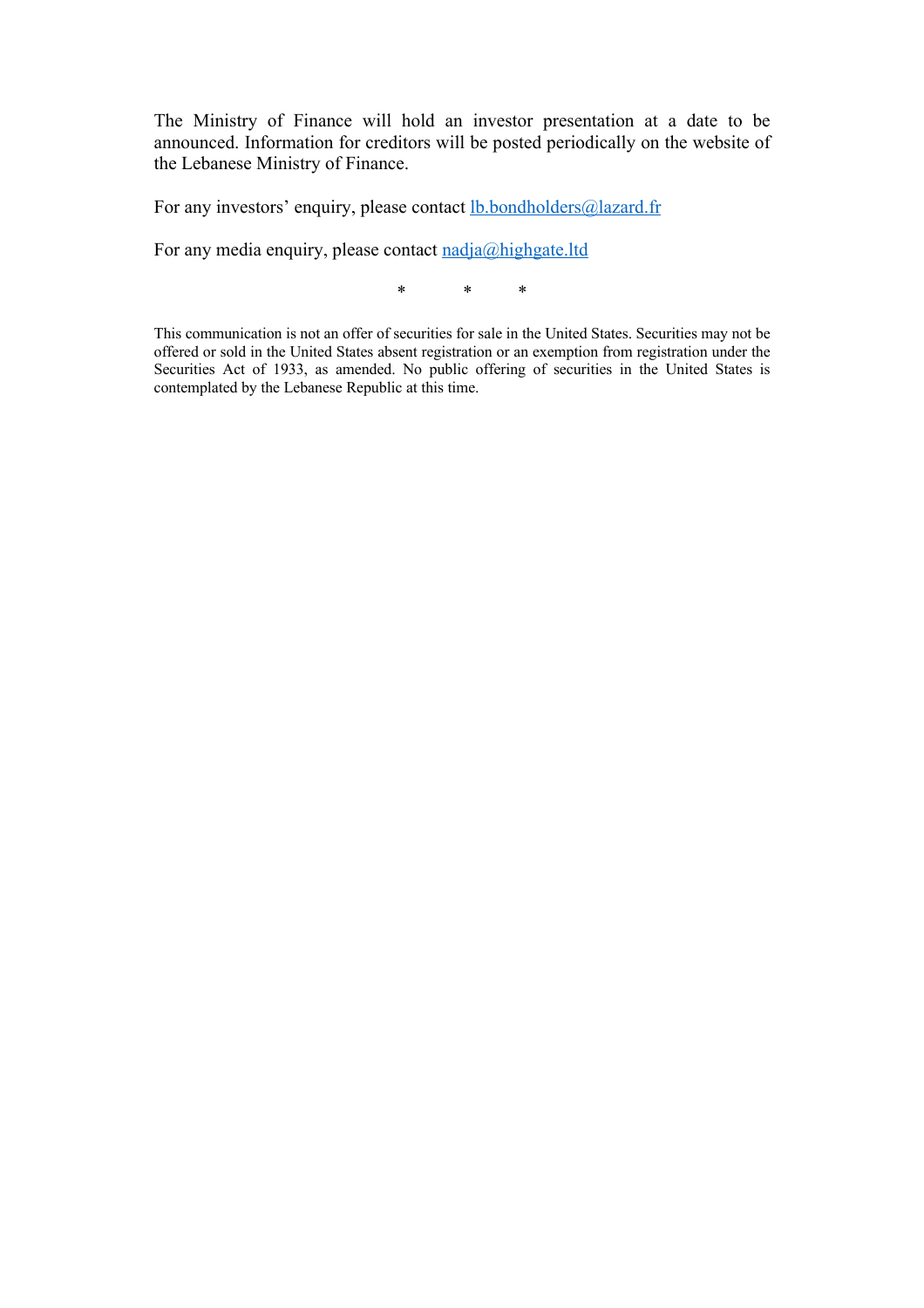The Ministry of Finance will hold an investor presentation at a date to be announced. Information for creditors will be posted periodically on the website of the Lebanese Ministry of Finance.

For any investors' enquiry, please contact lb.bondholders@lazard.fr

For any media enquiry, please contact nadja@highgate.ltd

\*     \*     \*

This communication is not an offer of securities for sale in the United States. Securities may not be offered or sold in the United States absent registration or an exemption from registration under the Securities Act of 1933, as amended. No public offering of securities in the United States is contemplated by the Lebanese Republic at this time.